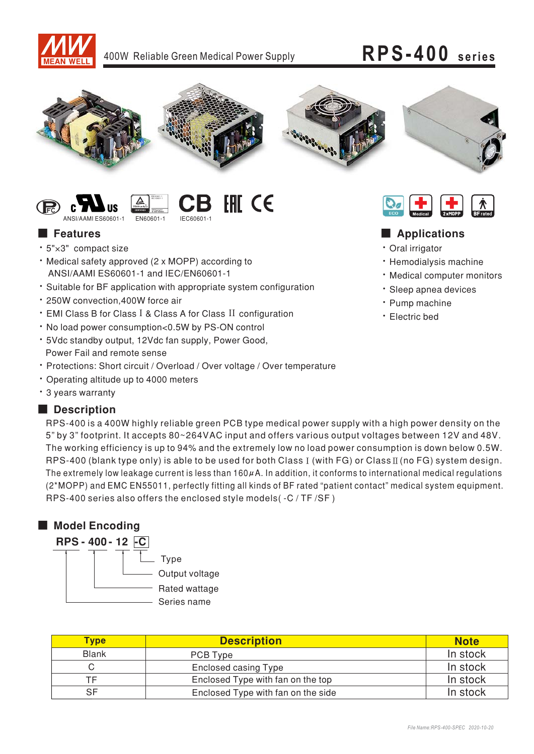# RPS-400 series

400W Reliable Green Medical Power Supply

ANSI/AAMI ES60601-1　EN60601-1　IEC60601-1

## Features

- 5"×3" compact size
- Medical safety approved (2 x MOPP) according to ANSI/AAMI ES60601-1 and IEC/EN60601-1
- Suitable for BF application with appropriate system configuration
- 250W convection,400W force air
- EMI Class B for Class Ⅰ & Class A for Class Ⅱ configuration
- No load power consumption<0.5W by PS-ON control
- 5Vdc standby output, 12Vdc fan supply, Power Good, Power Fail and remote sense
- Protections: Short circuit / Overload / Over voltage / Over temperature
- Operating altitude up to 4000 meters
- 3 years warranty

## Applications

- Oral irrigator
- Hemodialysis machine
- Medical computer monitors
- Sleep apnea devices
- Pump machine
- Electric bed

## Description

RPS-400 is a 400W highly reliable green PCB type medical power supply with a high power density on the 5" by 3" footprint. It accepts 80~264VAC input and offers various output voltages between 12V and 48V. The working efficiency is up to 94% and the extremely low no load power consumption is down below 0.5W. RPS-400 (blank type only) is able to be used for both Class Ⅰ (with FG) or Class Ⅱ (no FG) system design. The extremely low leakage current is less than 160μA. In addition, it conforms to international medical regulations (2*MOPP) and EMC EN55011, perfectly fitting all kinds of BF rated "patient contact" medical system equipment. RPS-400 series also offers the enclosed style models( -C / TF /SF )

## Model Encoding

**RPS - 400 - 12 -C**

- -C: Type
- 12: Output voltage
- 400: Rated wattage
- RPS: Series name

| Type | Description | Note |
| --- | --- | --- |
| Blank | PCB Type | In stock |
| C | Enclosed casing Type | In stock |
| TF | Enclosed Type with fan on the top | In stock |
| SF | Enclosed Type with fan on the side | In stock |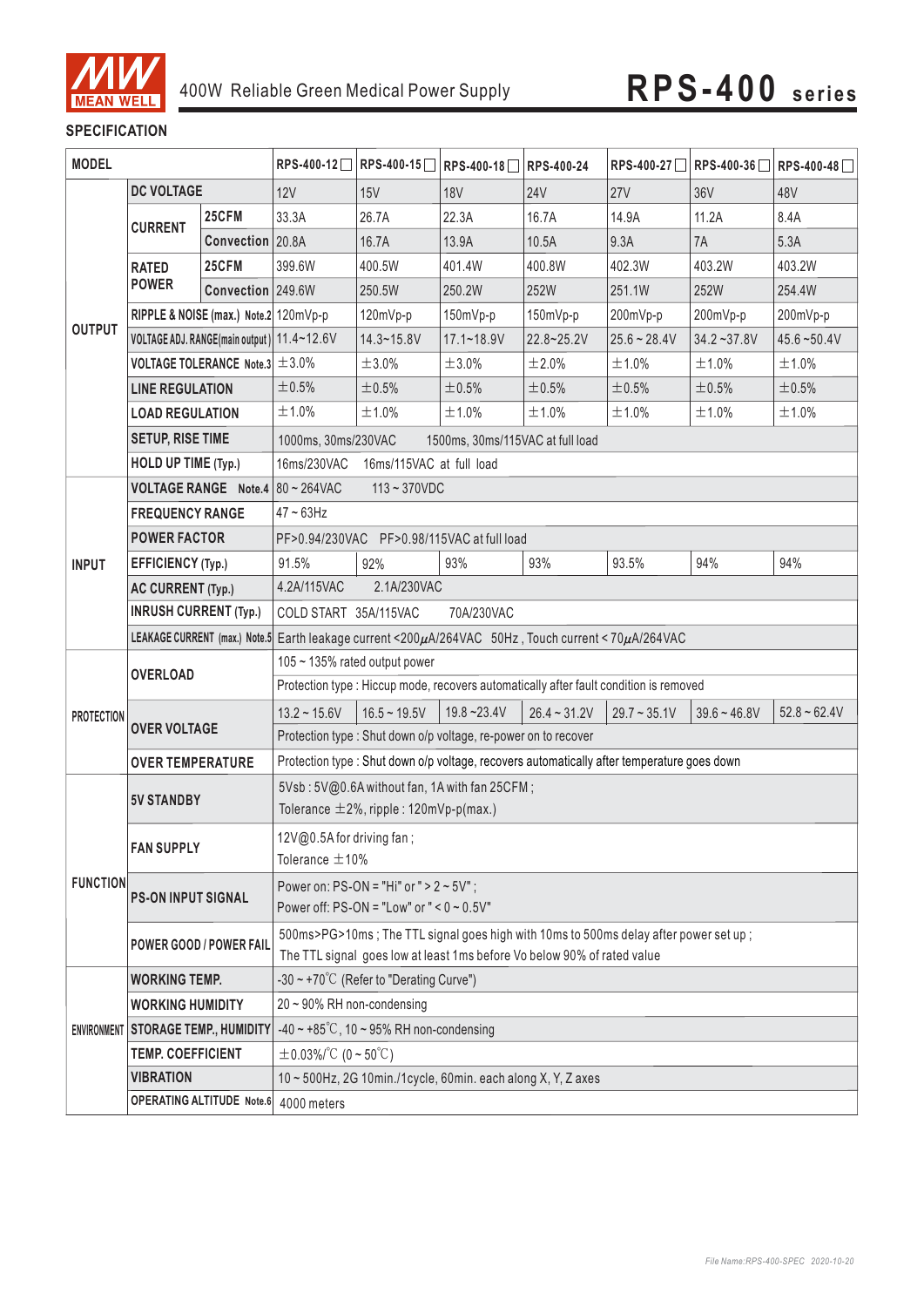400W Reliable Green Medical Power Supply

# RPS-400 series

## SPECIFICATION

| MODEL | | | RPS-400-12☐ | RPS-400-15☐ | RPS-400-18☐ | RPS-400-24 | RPS-400-27☐ | RPS-400-36☐ | RPS-400-48☐ |
|---|---|---|---|---|---|---|---|---|---|
| OUTPUT | DC VOLTAGE | | 12V | 15V | 18V | 24V | 27V | 36V | 48V |
| | CURRENT | 25CFM | 33.3A | 26.7A | 22.3A | 16.7A | 14.9A | 11.2A | 8.4A |
| | | Convection | 20.8A | 16.7A | 13.9A | 10.5A | 9.3A | 7A | 5.3A |
| | RATED POWER | 25CFM | 399.6W | 400.5W | 401.4W | 400.8W | 402.3W | 403.2W | 403.2W |
| | | Convection | 249.6W | 250.5W | 250.2W | 252W | 251.1W | 252W | 254.4W |
| | RIPPLE & NOISE (max.) Note.2 | | 120mVp-p | 120mVp-p | 150mVp-p | 150mVp-p | 200mVp-p | 200mVp-p | 200mVp-p |
| | VOLTAGE ADJ. RANGE(main output) | | 11.4~12.6V | 14.3~15.8V | 17.1~18.9V | 22.8~25.2V | 25.6 ~ 28.4V | 34.2 ~37.8V | 45.6 ~50.4V |
| | VOLTAGE TOLERANCE Note.3 | | ±3.0% | ±3.0% | ±3.0% | ±2.0% | ±1.0% | ±1.0% | ±1.0% |
| | LINE REGULATION | | ±0.5% | ±0.5% | ±0.5% | ±0.5% | ±0.5% | ±0.5% | ±0.5% |
| | LOAD REGULATION | | ±1.0% | ±1.0% | ±1.0% | ±1.0% | ±1.0% | ±1.0% | ±1.0% |
| | SETUP, RISE TIME | | 1000ms, 30ms/230VAC 1500ms, 30ms/115VAC at full load | | | | | | |
| | HOLD UP TIME (Typ.) | | 16ms/230VAC 16ms/115VAC at full load | | | | | | |
| INPUT | VOLTAGE RANGE Note.4 | | 80 ~ 264VAC 113 ~ 370VDC | | | | | | |
| | FREQUENCY RANGE | | 47 ~ 63Hz | | | | | | |
| | POWER FACTOR | | PF>0.94/230VAC PF>0.98/115VAC at full load | | | | | | |
| | EFFICIENCY (Typ.) | | 91.5% | 92% | 93% | 93% | 93.5% | 94% | 94% |
| | AC CURRENT (Typ.) | | 4.2A/115VAC 2.1A/230VAC | | | | | | |
| | INRUSH CURRENT (Typ.) | | COLD START 35A/115VAC 70A/230VAC | | | | | | |
| | LEAKAGE CURRENT (max.) Note.5 | | Earth leakage current <200μA/264VAC 50Hz , Touch current < 70μA/264VAC | | | | | | |
| PROTECTION | OVERLOAD | | 105 ~ 135% rated output power | | | | | | |
| | | | Protection type : Hiccup mode, recovers automatically after fault condition is removed | | | | | | |
| | OVER VOLTAGE | | 13.2 ~ 15.6V | 16.5 ~ 19.5V | 19.8 ~23.4V | 26.4 ~ 31.2V | 29.7 ~ 35.1V | 39.6 ~ 46.8V | 52.8 ~ 62.4V |
| | | | Protection type : Shut down o/p voltage, re-power on to recover | | | | | | |
| | OVER TEMPERATURE | | Protection type : Shut down o/p voltage, recovers automatically after temperature goes down | | | | | | |
| FUNCTION | 5V STANDBY | | 5Vsb : 5V@0.6A without fan, 1A with fan 25CFM ; Tolerance ±2%, ripple : 120mVp-p(max.) | | | | | | |
| | FAN SUPPLY | | 12V@0.5A for driving fan ; Tolerance ±10% | | | | | | |
| | PS-ON INPUT SIGNAL | | Power on: PS-ON = "Hi" or " > 2 ~ 5V" ; Power off: PS-ON = "Low" or " < 0 ~ 0.5V" | | | | | | |
| | POWER GOOD / POWER FAIL | | 500ms>PG>10ms ; The TTL signal goes high with 10ms to 500ms delay after power set up ; The TTL signal goes low at least 1ms before Vo below 90% of rated value | | | | | | |
| ENVIRONMENT | WORKING TEMP. | | -30 ~ +70℃ (Refer to "Derating Curve") | | | | | | |
| | WORKING HUMIDITY | | 20 ~ 90% RH non-condensing | | | | | | |
| | STORAGE TEMP., HUMIDITY | | -40 ~ +85℃, 10 ~ 95% RH non-condensing | | | | | | |
| | TEMP. COEFFICIENT | | ±0.03%/℃ (0 ~ 50℃) | | | | | | |
| | VIBRATION | | 10 ~ 500Hz, 2G 10min./1cycle, 60min. each along X, Y, Z axes | | | | | | |
| | OPERATING ALTITUDE Note.6 | | 4000 meters | | | | | | |

File Name:RPS-400-SPEC 2020-10-20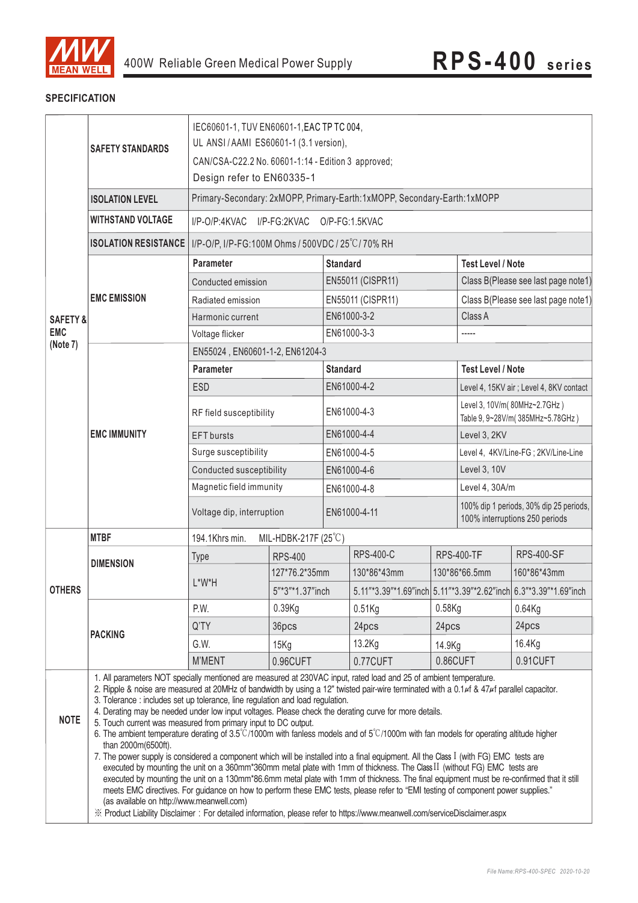## SPECIFICATION

| | | | | | | |
|---|---|---|---|---|---|---|
| SAFETY & EMC (Note 7) | SAFETY STANDARDS | IEC60601-1, TUV EN60601-1,EAC TP TC 004, UL ANSI / AAMI ES60601-1 (3.1 version), CAN/CSA-C22.2 No. 60601-1:14 - Edition 3 approved; Design refer to EN60335-1 | | | | |
| | ISOLATION LEVEL | Primary-Secondary: 2xMOPP, Primary-Earth:1xMOPP, Secondary-Earth:1xMOPP | | | | |
| | WITHSTAND VOLTAGE | I/P-O/P:4KVAC I/P-FG:2KVAC O/P-FG:1.5KVAC | | | | |
| | ISOLATION RESISTANCE | I/P-O/P, I/P-FG:100M Ohms / 500VDC / 25℃/ 70% RH | | | | |
| | EMC EMISSION | **Parameter** | **Standard** | | **Test Level / Note** | |
| | | Conducted emission | EN55011 (CISPR11) | | Class B(Please see last page note1) | |
| | | Radiated emission | EN55011 (CISPR11) | | Class B(Please see last page note1) | |
| | | Harmonic current | EN61000-3-2 | | Class A | |
| | | Voltage flicker | EN61000-3-3 | | ----- | |
| | EMC IMMUNITY | EN55024 , EN60601-1-2, EN61204-3 | | | | |
| | | **Parameter** | **Standard** | | **Test Level / Note** | |
| | | ESD | EN61000-4-2 | | Level 4, 15KV air ; Level 4, 8KV contact | |
| | | RF field susceptibility | EN61000-4-3 | | Level 3, 10V/m( 80MHz~2.7GHz ) Table 9, 9~28V/m( 385MHz~5.78GHz ) | |
| | | EFT bursts | EN61000-4-4 | | Level 3, 2KV | |
| | | Surge susceptibility | EN61000-4-5 | | Level 4, 4KV/Line-FG ; 2KV/Line-Line | |
| | | Conducted susceptibility | EN61000-4-6 | | Level 3, 10V | |
| | | Magnetic field immunity | EN61000-4-8 | | Level 4, 30A/m | |
| | | Voltage dip, interruption | EN61000-4-11 | | 100% dip 1 periods, 30% dip 25 periods, 100% interruptions 250 periods | |
| OTHERS | MTBF | 194.1Khrs min. MIL-HDBK-217F (25℃) | | | | |
| | DIMENSION | Type | RPS-400 | RPS-400-C | RPS-400-TF | RPS-400-SF |
| | | L*W*H | 127*76.2*35mm | 130*86*43mm | 130*86*66.5mm | 160*86*43mm |
| | | | 5"*3"*1.37"inch | 5.11"*3.39"*1.69"inch | 5.11"*3.39"*2.62"inch | 6.3"*3.39"*1.69"inch |
| | PACKING | P.W. | 0.39Kg | 0.51Kg | 0.58Kg | 0.64Kg |
| | | Q'TY | 36pcs | 24pcs | 24pcs | 24pcs |
| | | G.W. | 15Kg | 13.2Kg | 14.9Kg | 16.4Kg |
| | | M'MENT | 0.96CUFT | 0.77CUFT | 0.86CUFT | 0.91CUFT |

**NOTE**

1. All parameters NOT specially mentioned are measured at 230VAC input, rated load and 25 of ambient temperature.
2. Ripple & noise are measured at 20MHz of bandwidth by using a 12" twisted pair-wire terminated with a 0.1μf & 47μf parallel capacitor.
3. Tolerance : includes set up tolerance, line regulation and load regulation.
4. Derating may be needed under low input voltages. Please check the derating curve for more details.
5. Touch current was measured from primary input to DC output.
6. The ambient temperature derating of 3.5℃/1000m with fanless models and of 5℃/1000m with fan models for operating altitude higher than 2000m(6500ft).
7. The power supply is considered a component which will be installed into a final equipment. All the Class I (with FG) EMC tests are executed by mounting the unit on a 360mm*360mm metal plate with 1mm of thickness. The Class II (without FG) EMC tests are executed by mounting the unit on a 130mm*86.6mm metal plate with 1mm of thickness. The final equipment must be re-confirmed that it still meets EMC directives. For guidance on how to perform these EMC tests, please refer to "EMI testing of component power supplies." (as available on http://www.meanwell.com)

※ Product Liability Disclaimer : For detailed information, please refer to https://www.meanwell.com/serviceDisclaimer.aspx

File Name:RPS-400-SPEC 2020-10-20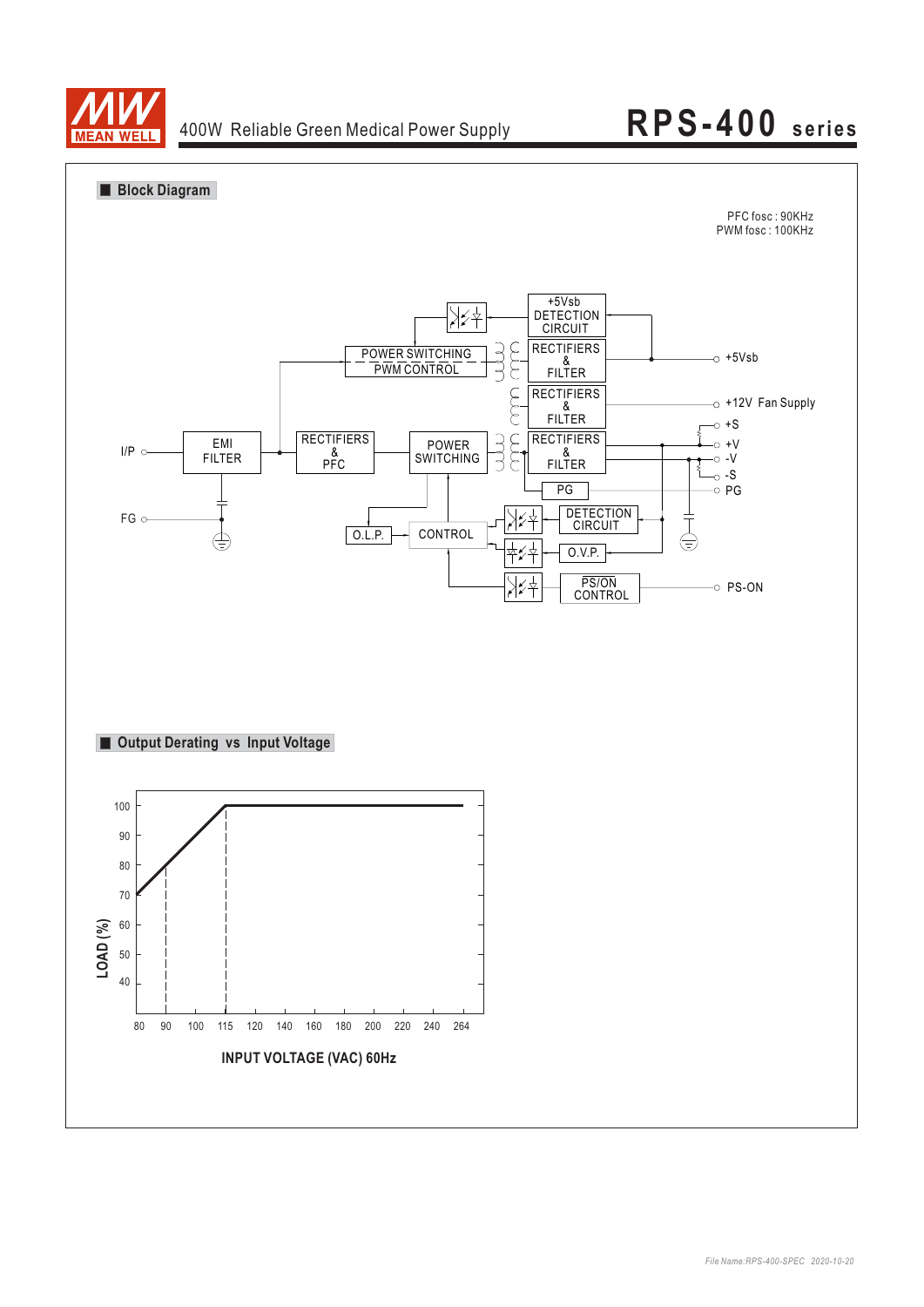## Block Diagram

PFC fosc : 90KHz
PWM fosc : 100KHz

I/P
FG
EMI FILTER
RECTIFIERS & PFC
POWER SWITCHING
POWER SWITCHING PWM CONTROL
+5Vsb DETECTION CIRCUIT
RECTIFIERS & FILTER
RECTIFIERS & FILTER
RECTIFIERS & FILTER
PG
O.L.P.
CONTROL
DETECTION CIRCUIT
O.V.P.
PS/ON CONTROL
+5Vsb
+12V Fan Supply
+S
+V
-V
-S
PG
PS-ON

## Output Derating vs Input Voltage

LOAD (%)
100
90
80
70
60
50
40

80 90 100 115 120 140 160 180 200 220 240 264

INPUT VOLTAGE (VAC) 60Hz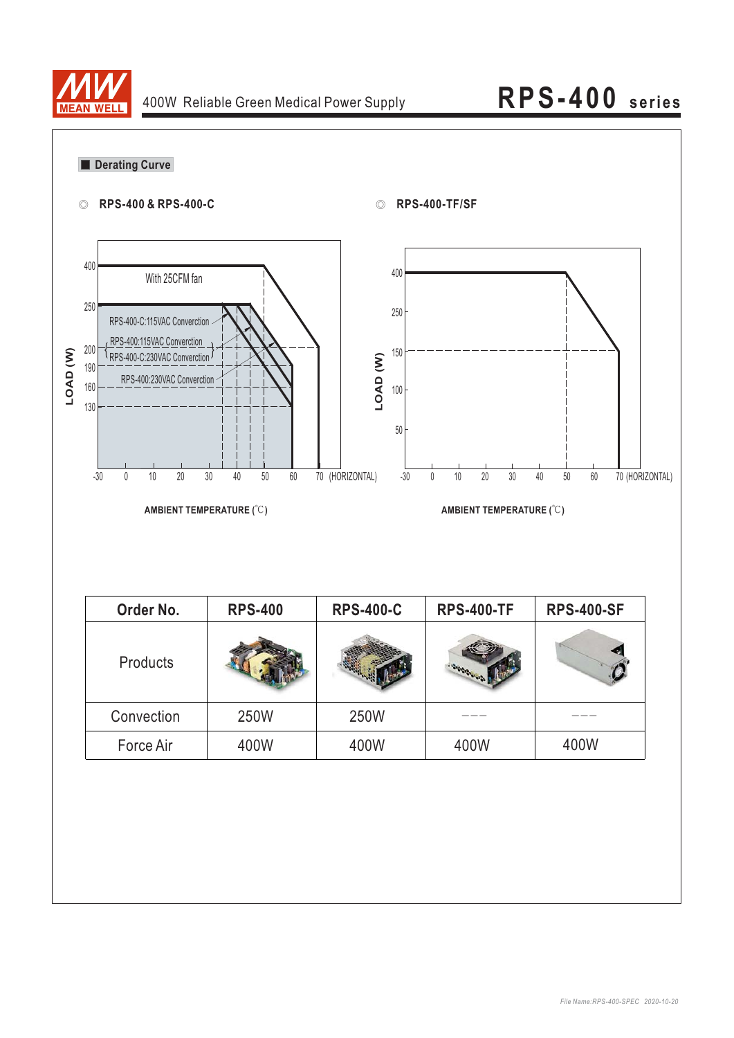## Derating Curve

◎ RPS-400 & RPS-400-C

LOAD (W)

400
250
200
190
160
130

With 25CFM fan

RPS-400-C:115VAC Convection

RPS-400:115VAC Convection

RPS-400-C:230VAC Convection

RPS-400:230VAC Convection

-30 0 10 20 30 40 50 60 70 (HORIZONTAL)

AMBIENT TEMPERATURE (℃)

◎ RPS-400-TF/SF

LOAD (W)

400
250
150
100
50

-30 0 10 20 30 40 50 60 70 (HORIZONTAL)

AMBIENT TEMPERATURE (℃)

| Order No. | RPS-400 | RPS-400-C | RPS-400-TF | RPS-400-SF |
|---|---|---|---|---|
| Products | | | | |
| Convection | 250W | 250W | --- | --- |
| Force Air | 400W | 400W | 400W | 400W |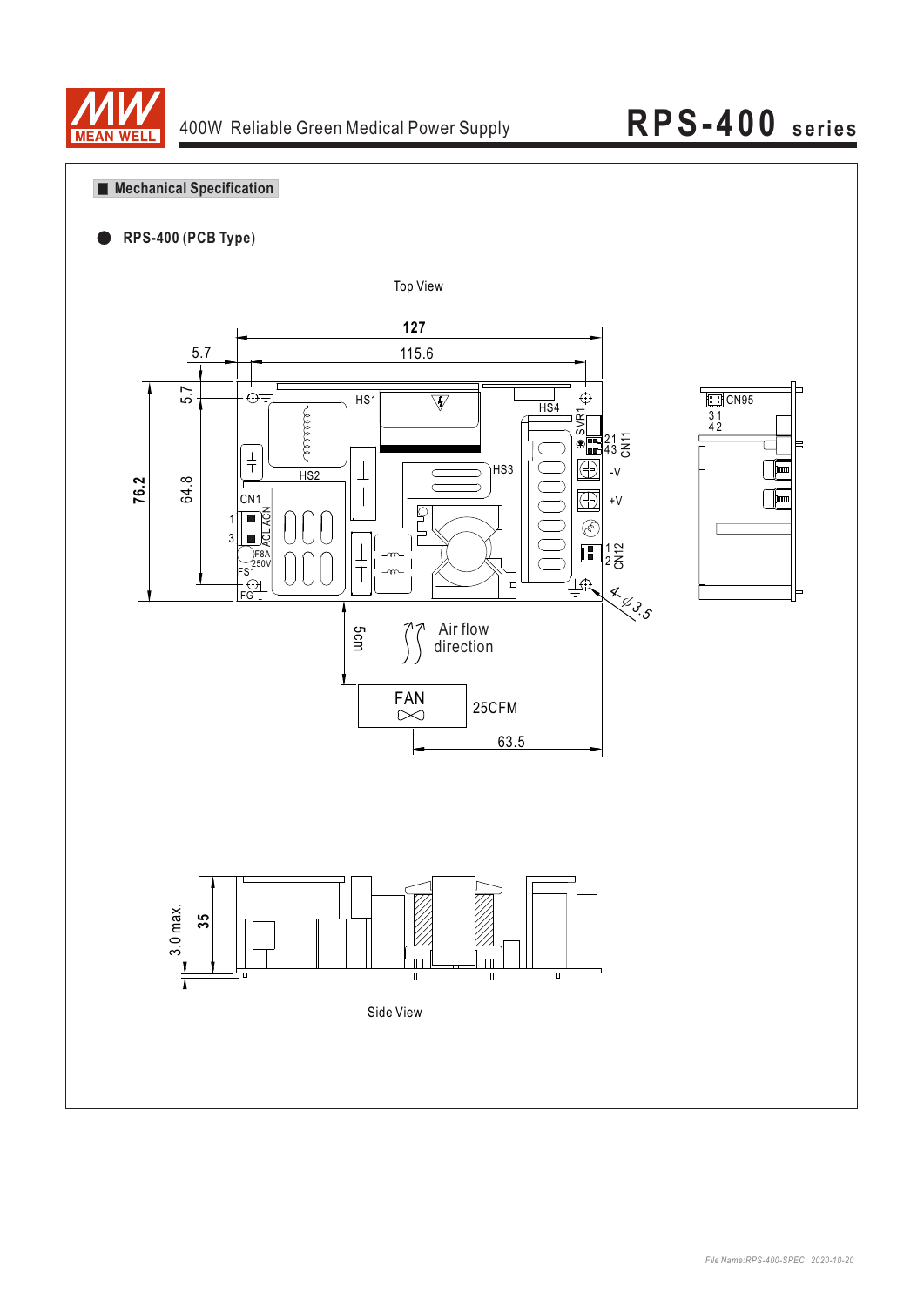## Mechanical Specification

- **RPS-400 (PCB Type)**

Top View

127

5.7

115.6

5.7

76.2

64.8

HS1

HS4

SVR1

CN11

21
43

HS3

-V

+V

HS2

CN1

1

3

ACL ACN

F8A
250V
FS1

FG

12
CN12

4-∅3.5

CN95

31
42

5cm

Air flow direction

FAN

25CFM

63.5

3.0 max.

35

Side View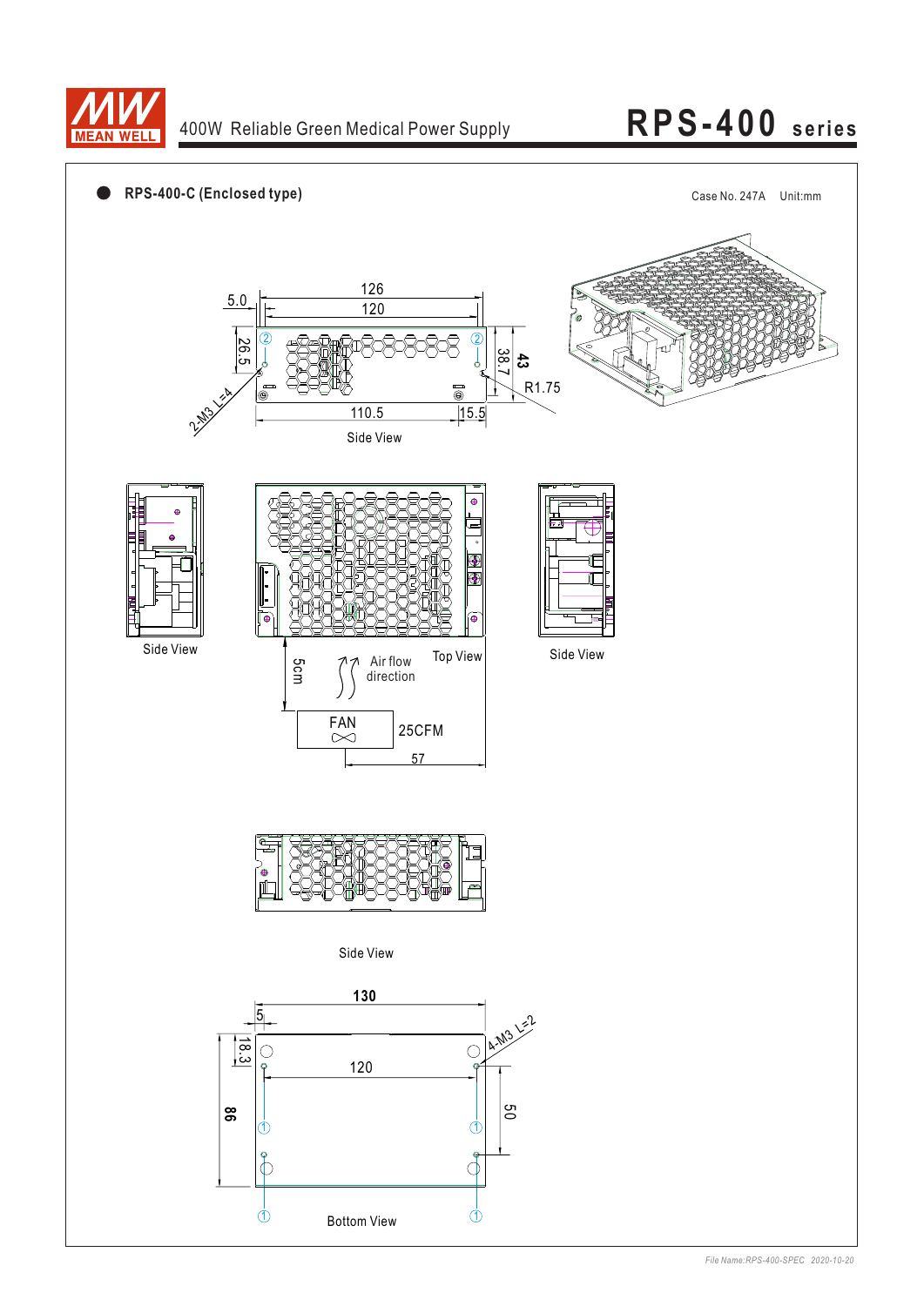- **RPS-400-C (Enclosed type)**

Case No. 247A Unit:mm

126
120
5.0
26.5
38.7
43
R1.75
2-M3 L=4
110.5
15.5
Side View

Side View

Top View

Side View

5cm
Air flow direction
FAN
25CFM
57

Side View

130
5
18.3
120
4-M3 L=2
98
50
Bottom View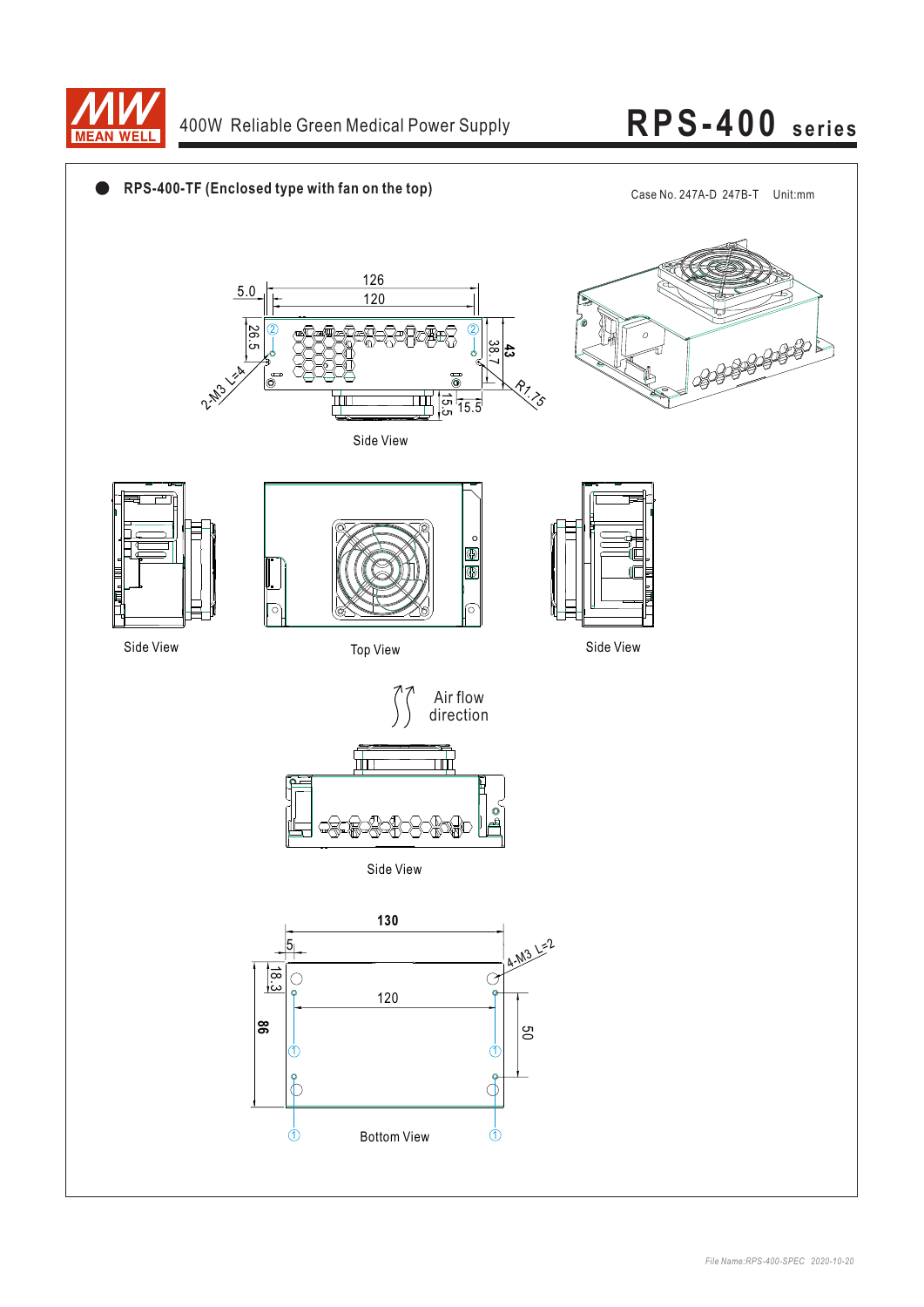● **RPS-400-TF (Enclosed type with fan on the top)**

Case No. 247A-D 247B-T Unit:mm

126
120
5.0
26.5
38.7
43
2-M3 L=4
15.5
15.5
R1.75

Side View

Side View

Top View

Side View

Air flow direction

Side View

130
5
18.3
120
86
50
4-M3 L=2

Bottom View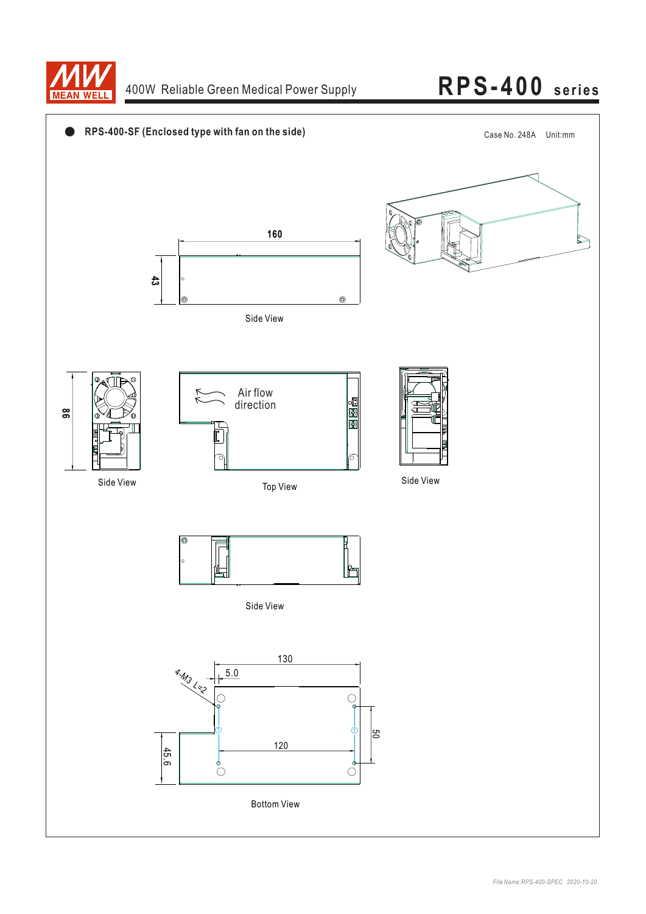- **RPS-400-SF (Enclosed type with fan on the side)**

Case No. 248A Unit:mm

160

43

Side View

98

Side View

Air flow direction

Top View

Side View

Side View

130

5.0

4-M3 L=2

50

120

45.6

Bottom View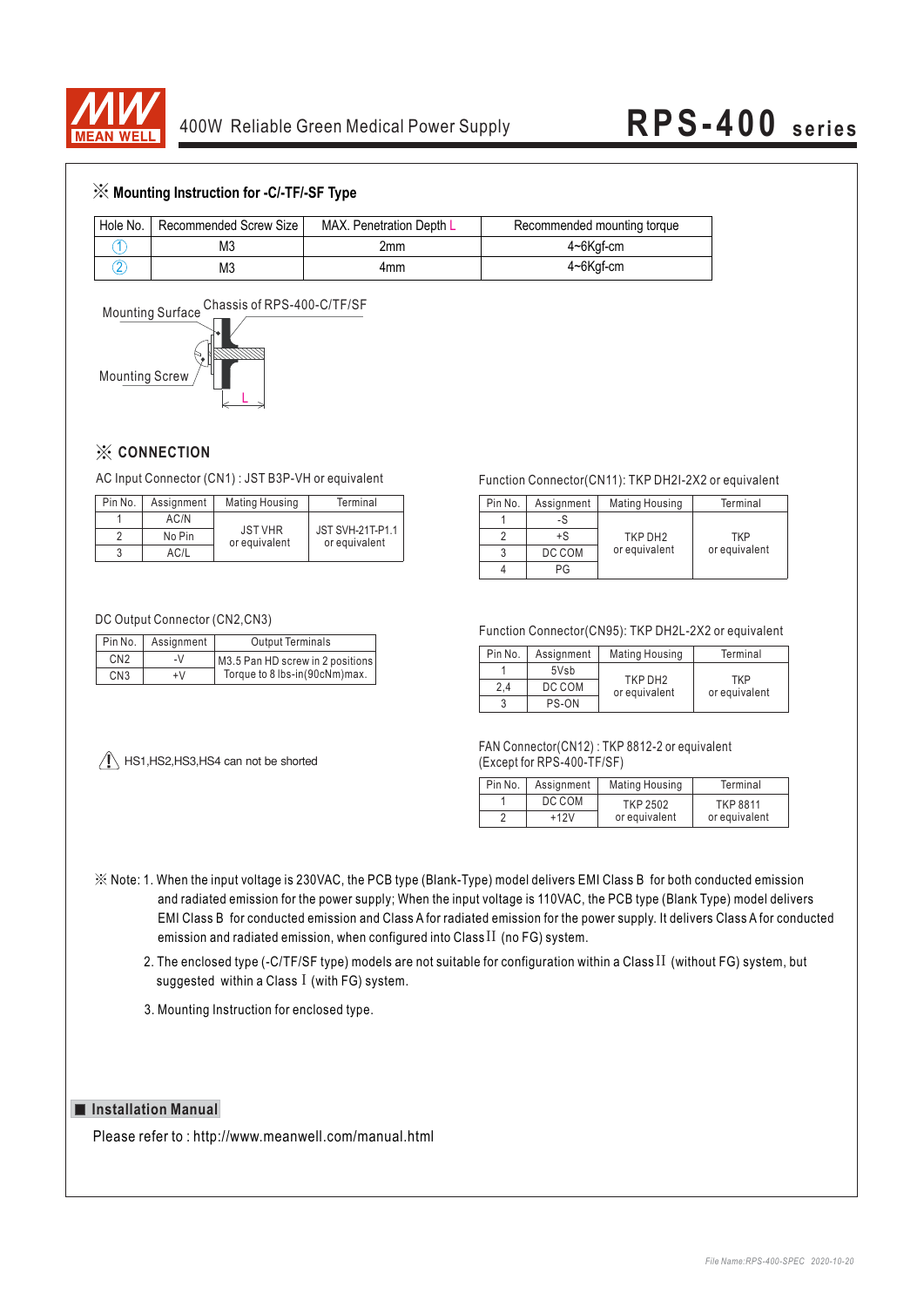## ※ Mounting Instruction for -C/-TF/-SF Type

| Hole No. | Recommended Screw Size | MAX. Penetration Depth L | Recommended mounting torque |
|---|---|---|---|
| ① | M3 | 2mm | 4~6Kgf-cm |
| ② | M3 | 4mm | 4~6Kgf-cm |

Mounting Surface

Chassis of RPS-400-C/TF/SF

Mounting Screw

L

## ※ CONNECTION

AC Input Connector (CN1) : JST B3P-VH or equivalent

| Pin No. | Assignment | Mating Housing | Terminal |
|---|---|---|---|
| 1 | AC/N | JST VHR or equivalent | JST SVH-21T-P1.1 or equivalent |
| 2 | No Pin | | |
| 3 | AC/L | | |

Function Connector(CN11): TKP DH2I-2X2 or equivalent

| Pin No. | Assignment | Mating Housing | Terminal |
|---|---|---|---|
| 1 | -S | TKP DH2 or equivalent | TKP or equivalent |
| 2 | +S | | |
| 3 | DC COM | | |
| 4 | PG | | |

DC Output Connector (CN2,CN3)

| Pin No. | Assignment | Output Terminals |
|---|---|---|
| CN2 | -V | M3.5 Pan HD screw in 2 positions Torque to 8 lbs-in(90cNm)max. |
| CN3 | +V | |

Function Connector(CN95): TKP DH2L-2X2 or equivalent

| Pin No. | Assignment | Mating Housing | Terminal |
|---|---|---|---|
| 1 | 5Vsb | TKP DH2 or equivalent | TKP or equivalent |
| 2,4 | DC COM | | |
| 3 | PS-ON | | |

⚠ HS1,HS2,HS3,HS4 can not be shorted

FAN Connector(CN12) : TKP 8812-2 or equivalent
(Except for RPS-400-TF/SF)

| Pin No. | Assignment | Mating Housing | Terminal |
|---|---|---|---|
| 1 | DC COM | TKP 2502 or equivalent | TKP 8811 or equivalent |
| 2 | +12V | | |

※ Note: 1. When the input voltage is 230VAC, the PCB type (Blank-Type) model delivers EMI Class B for both conducted emission and radiated emission for the power supply; When the input voltage is 110VAC, the PCB type (Blank Type) model delivers EMI Class B for conducted emission and Class A for radiated emission for the power supply. It delivers Class A for conducted emission and radiated emission, when configured into Class II (no FG) system.

2. The enclosed type (-C/TF/SF type) models are not suitable for configuration within a Class II (without FG) system, but suggested within a Class I (with FG) system.

3. Mounting Instruction for enclosed type.

## ■ Installation Manual

Please refer to : http://www.meanwell.com/manual.html